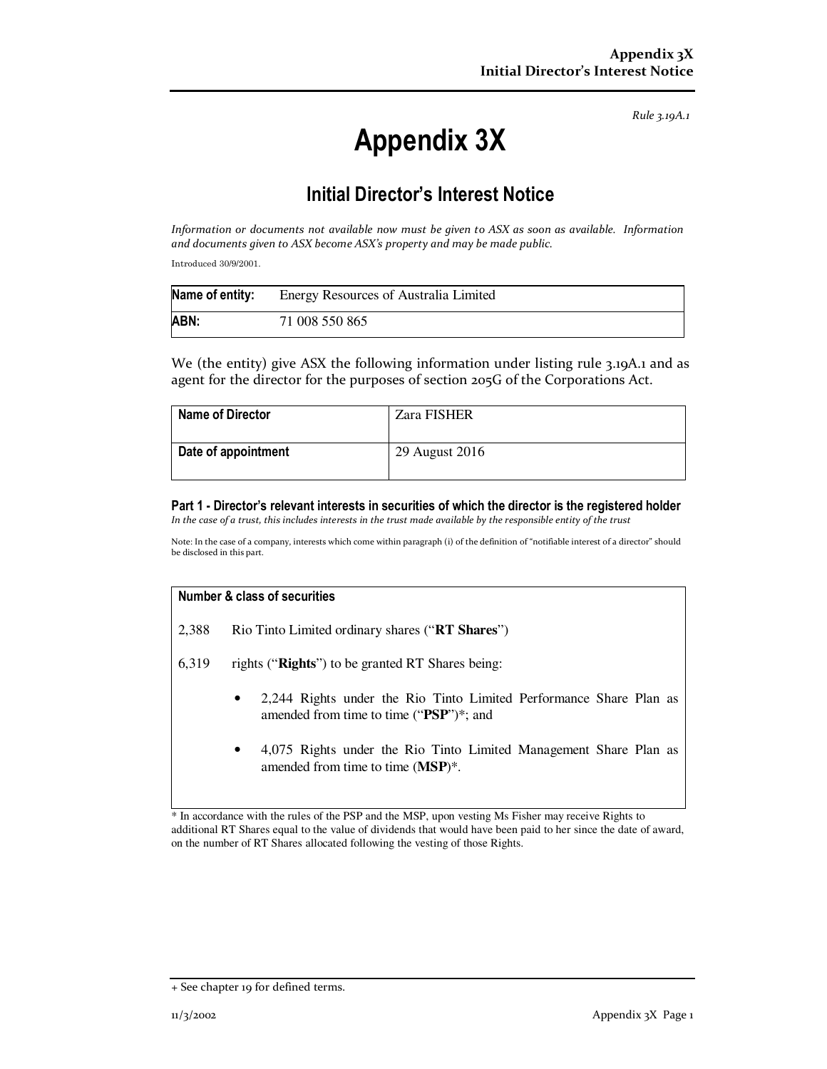Rule 3.19A.1

# Appendix 3X

## Initial Director's Interest Notice

*Information or documents not available now must be given to ASX as soon as available. Information and documents given to ASX become ASX's property and may be made public.*

Introduced 30/9/2001.

| **Name of entity:** | Energy Resources of Australia Limited |
|---|---|
| **ABN:** | 71 008 550 865 |

We (the entity) give ASX the following information under listing rule 3.19A.1 and as agent for the director for the purposes of section 205G of the Corporations Act.

| **Name of Director** | Zara FISHER |
|---|---|
| **Date of appointment** | 29 August 2016 |

### Part 1 - Director's relevant interests in securities of which the director is the registered holder

*In the case of a trust, this includes interests in the trust made available by the responsible entity of the trust*

Note: In the case of a company, interests which come within paragraph (i) of the definition of "notifiable interest of a director" should be disclosed in this part.

**Number & class of securities**

2,388 Rio Tinto Limited ordinary shares ("**RT Shares**")

6,319 rights ("**Rights**") to be granted RT Shares being:

- 2,244 Rights under the Rio Tinto Limited Performance Share Plan as amended from time to time ("**PSP**")*; and
- 4,075 Rights under the Rio Tinto Limited Management Share Plan as amended from time to time (**MSP**)*.

* In accordance with the rules of the PSP and the MSP, upon vesting Ms Fisher may receive Rights to additional RT Shares equal to the value of dividends that would have been paid to her since the date of award, on the number of RT Shares allocated following the vesting of those Rights.

+ See chapter 19 for defined terms.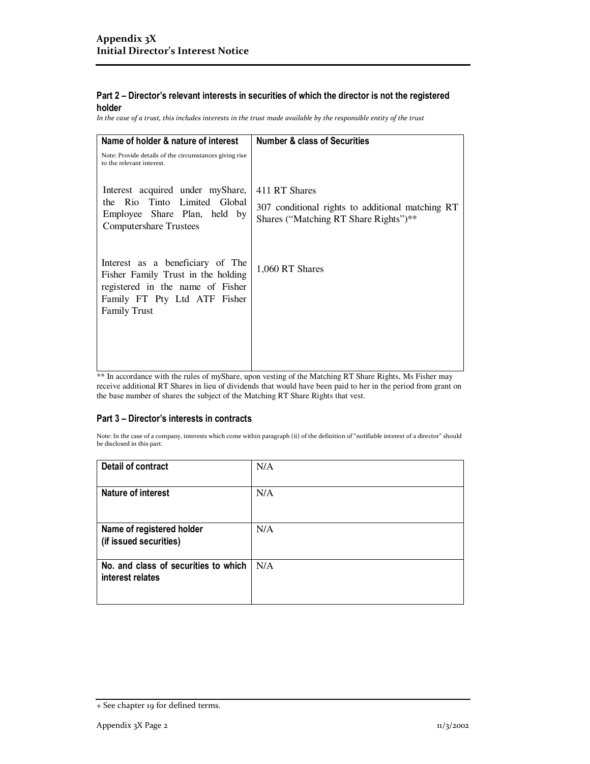## Part 2 – Director's relevant interests in securities of which the director is not the registered holder

*In the case of a trust, this includes interests in the trust made available by the responsible entity of the trust*

| Name of holder & nature of interest<br>Note: Provide details of the circumstances giving rise to the relevant interest. | Number & class of Securities |
|---|---|
| Interest acquired under myShare, the Rio Tinto Limited Global Employee Share Plan, held by Computershare Trustees | 411 RT Shares<br>307 conditional rights to additional matching RT Shares ("Matching RT Share Rights")** |
| Interest as a beneficiary of The Fisher Family Trust in the holding registered in the name of Fisher Family FT Pty Ltd ATF Fisher Family Trust | 1,060 RT Shares |

** In accordance with the rules of myShare, upon vesting of the Matching RT Share Rights, Ms Fisher may receive additional RT Shares in lieu of dividends that would have been paid to her in the period from grant on the base number of shares the subject of the Matching RT Share Rights that vest.

## Part 3 – Director's interests in contracts

Note: In the case of a company, interests which come within paragraph (ii) of the definition of "notifiable interest of a director" should be disclosed in this part.

| | |
|---|---|
| **Detail of contract** | N/A |
| **Nature of interest** | N/A |
| **Name of registered holder (if issued securities)** | N/A |
| **No. and class of securities to which interest relates** | N/A |

+ See chapter 19 for defined terms.